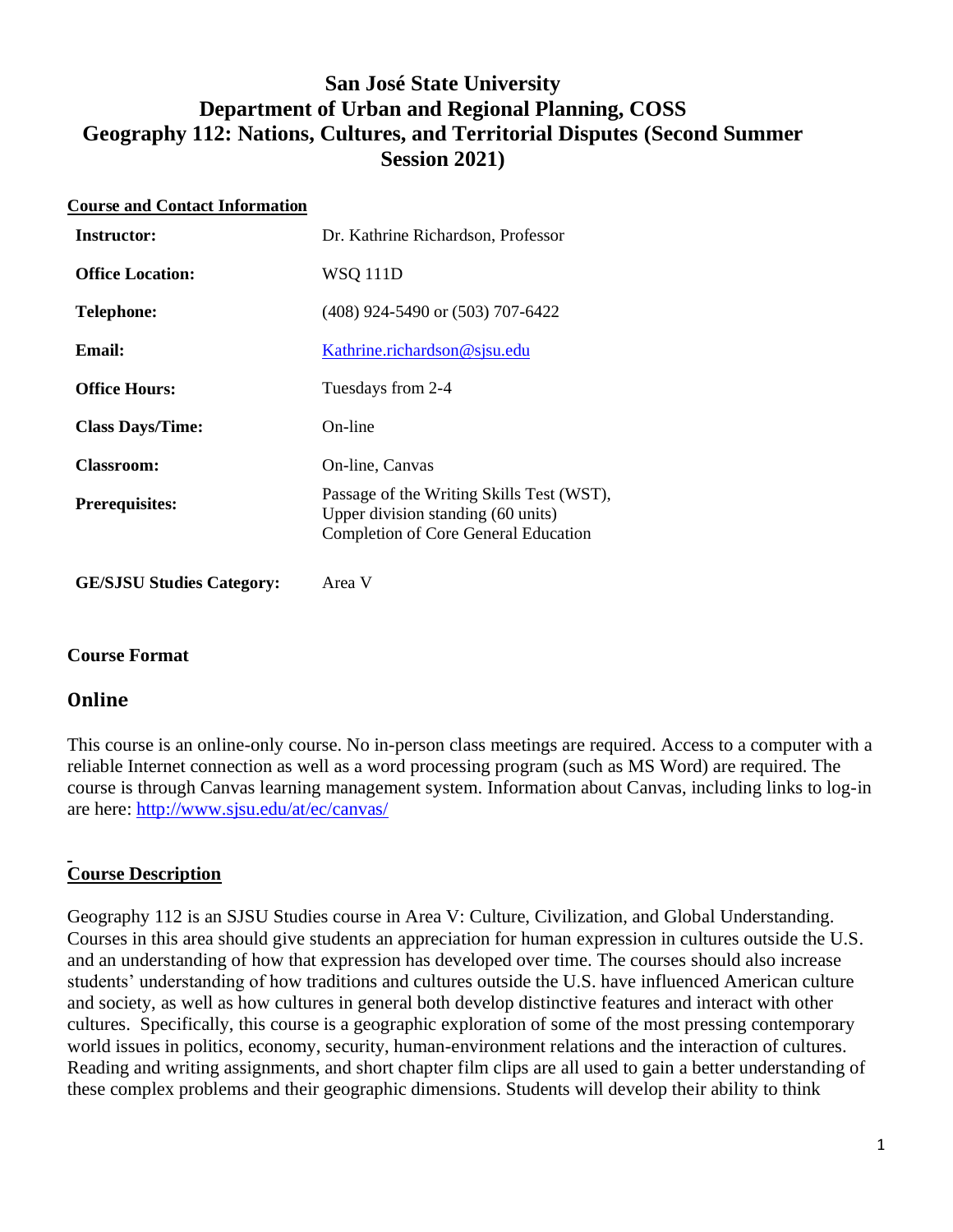# San José State University
# Department of Urban and Regional Planning, COSS
# Geography 112: Nations, Cultures, and Territorial Disputes (Second Summer Session 2021)

## Course and Contact Information

| | |
|---|---|
| **Instructor:** | Dr. Kathrine Richardson, Professor |
| **Office Location:** | WSQ 111D |
| **Telephone:** | (408) 924-5490 or (503) 707-6422 |
| **Email:** | Kathrine.richardson@sjsu.edu |
| **Office Hours:** | Tuesdays from 2-4 |
| **Class Days/Time:** | On-line |
| **Classroom:** | On-line, Canvas |
| **Prerequisites:** | Passage of the Writing Skills Test (WST), Upper division standing (60 units) Completion of Core General Education |
| **GE/SJSU Studies Category:** | Area V |

### Course Format

## Online

This course is an online-only course. No in-person class meetings are required. Access to a computer with a reliable Internet connection as well as a word processing program (such as MS Word) are required. The course is through Canvas learning management system. Information about Canvas, including links to log-in are here: http://www.sjsu.edu/at/ec/canvas/

## Course Description

Geography 112 is an SJSU Studies course in Area V: Culture, Civilization, and Global Understanding. Courses in this area should give students an appreciation for human expression in cultures outside the U.S. and an understanding of how that expression has developed over time. The courses should also increase students' understanding of how traditions and cultures outside the U.S. have influenced American culture and society, as well as how cultures in general both develop distinctive features and interact with other cultures. Specifically, this course is a geographic exploration of some of the most pressing contemporary world issues in politics, economy, security, human-environment relations and the interaction of cultures. Reading and writing assignments, and short chapter film clips are all used to gain a better understanding of these complex problems and their geographic dimensions. Students will develop their ability to think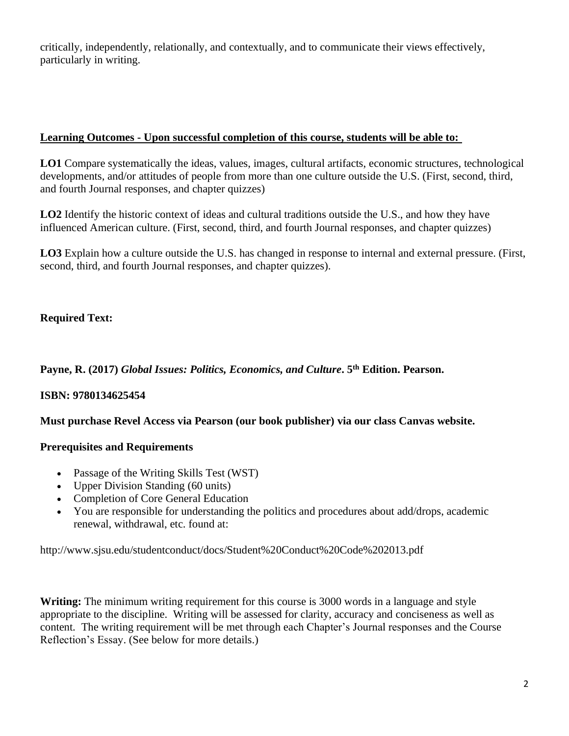critically, independently, relationally, and contextually, and to communicate their views effectively, particularly in writing.

**Learning Outcomes - Upon successful completion of this course, students will be able to:**

**LO1** Compare systematically the ideas, values, images, cultural artifacts, economic structures, technological developments, and/or attitudes of people from more than one culture outside the U.S. (First, second, third, and fourth Journal responses, and chapter quizzes)

**LO2** Identify the historic context of ideas and cultural traditions outside the U.S., and how they have influenced American culture. (First, second, third, and fourth Journal responses, and chapter quizzes)

**LO3** Explain how a culture outside the U.S. has changed in response to internal and external pressure. (First, second, third, and fourth Journal responses, and chapter quizzes).

**Required Text:**

**Payne, R. (2017) *Global Issues: Politics, Economics, and Culture*. 5th Edition. Pearson.**

**ISBN: 9780134625454**

**Must purchase Revel Access via Pearson (our book publisher) via our class Canvas website.**

**Prerequisites and Requirements**

- Passage of the Writing Skills Test (WST)
- Upper Division Standing (60 units)
- Completion of Core General Education
- You are responsible for understanding the politics and procedures about add/drops, academic renewal, withdrawal, etc. found at:

http://www.sjsu.edu/studentconduct/docs/Student%20Conduct%20Code%202013.pdf

**Writing:** The minimum writing requirement for this course is 3000 words in a language and style appropriate to the discipline. Writing will be assessed for clarity, accuracy and conciseness as well as content. The writing requirement will be met through each Chapter's Journal responses and the Course Reflection's Essay. (See below for more details.)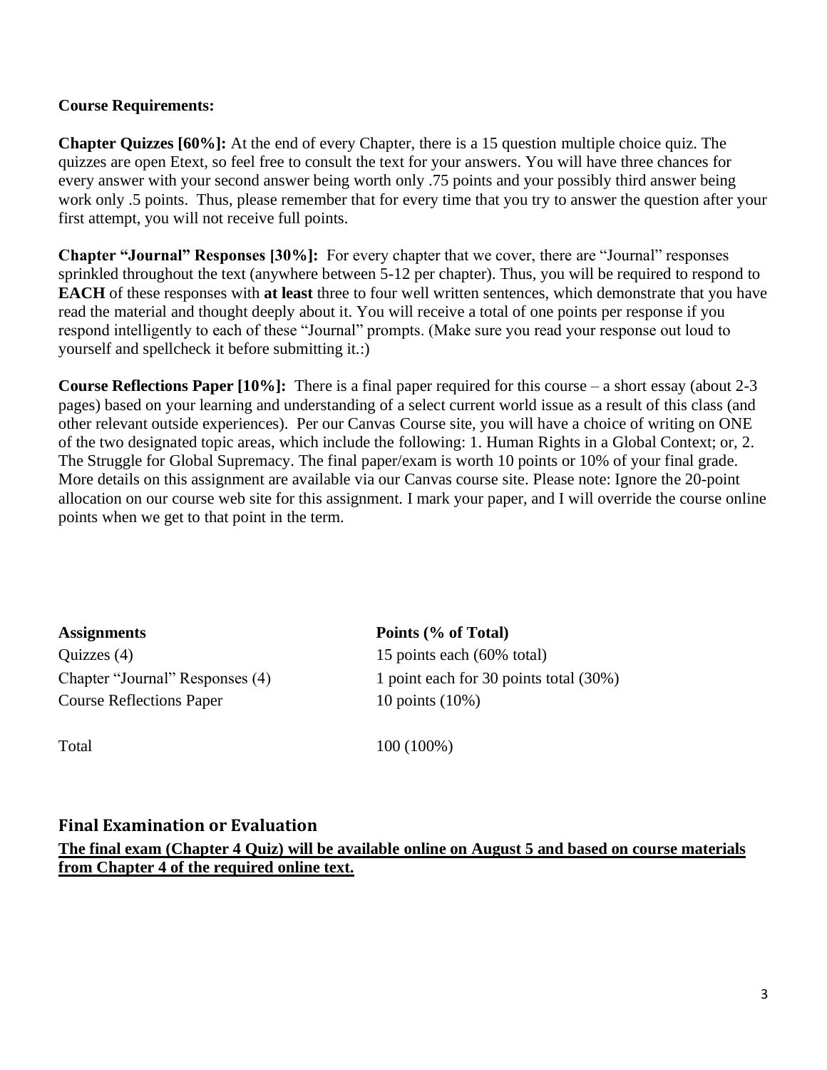**Course Requirements:**

**Chapter Quizzes [60%]:** At the end of every Chapter, there is a 15 question multiple choice quiz. The quizzes are open Etext, so feel free to consult the text for your answers. You will have three chances for every answer with your second answer being worth only .75 points and your possibly third answer being work only .5 points. Thus, please remember that for every time that you try to answer the question after your first attempt, you will not receive full points.

**Chapter "Journal" Responses [30%]:** For every chapter that we cover, there are "Journal" responses sprinkled throughout the text (anywhere between 5-12 per chapter). Thus, you will be required to respond to **EACH** of these responses with **at least** three to four well written sentences, which demonstrate that you have read the material and thought deeply about it. You will receive a total of one points per response if you respond intelligently to each of these "Journal" prompts. (Make sure you read your response out loud to yourself and spellcheck it before submitting it.:)

**Course Reflections Paper [10%]:** There is a final paper required for this course – a short essay (about 2-3 pages) based on your learning and understanding of a select current world issue as a result of this class (and other relevant outside experiences). Per our Canvas Course site, you will have a choice of writing on ONE of the two designated topic areas, which include the following: 1. Human Rights in a Global Context; or, 2. The Struggle for Global Supremacy. The final paper/exam is worth 10 points or 10% of your final grade. More details on this assignment are available via our Canvas course site. Please note: Ignore the 20-point allocation on our course web site for this assignment. I mark your paper, and I will override the course online points when we get to that point in the term.

| **Assignments** | **Points (% of Total)** |
| --- | --- |
| Quizzes (4) | 15 points each (60% total) |
| Chapter "Journal" Responses (4) | 1 point each for 30 points total (30%) |
| Course Reflections Paper | 10 points (10%) |
| Total | 100 (100%) |

## Final Examination or Evaluation

**<u>The final exam (Chapter 4 Quiz) will be available online on August 5 and based on course materials from Chapter 4 of the required online text.</u>**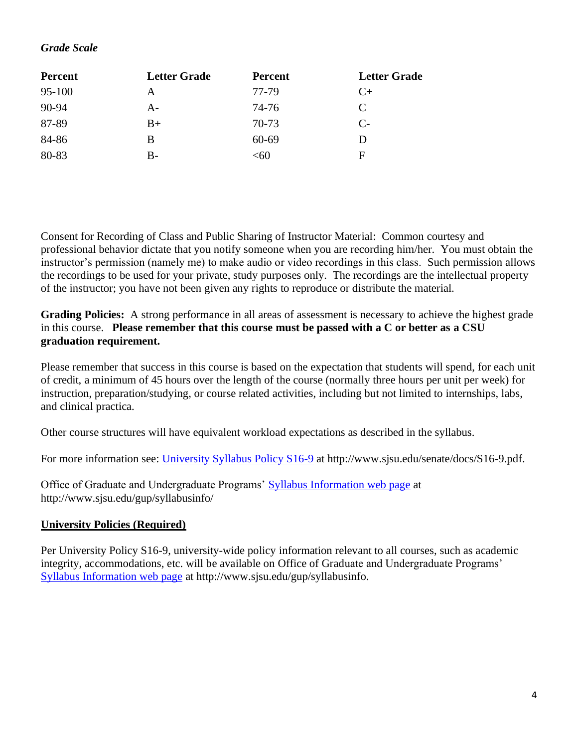*Grade Scale*

| Percent | Letter Grade | Percent | Letter Grade |
|---|---|---|---|
| 95-100 | A | 77-79 | C+ |
| 90-94 | A- | 74-76 | C |
| 87-89 | B+ | 70-73 | C- |
| 84-86 | B | 60-69 | D |
| 80-83 | B- | <60 | F |

Consent for Recording of Class and Public Sharing of Instructor Material: Common courtesy and professional behavior dictate that you notify someone when you are recording him/her. You must obtain the instructor's permission (namely me) to make audio or video recordings in this class. Such permission allows the recordings to be used for your private, study purposes only. The recordings are the intellectual property of the instructor; you have not been given any rights to reproduce or distribute the material.

**Grading Policies:** A strong performance in all areas of assessment is necessary to achieve the highest grade in this course. **Please remember that this course must be passed with a C or better as a CSU graduation requirement.**

Please remember that success in this course is based on the expectation that students will spend, for each unit of credit, a minimum of 45 hours over the length of the course (normally three hours per unit per week) for instruction, preparation/studying, or course related activities, including but not limited to internships, labs, and clinical practica.

Other course structures will have equivalent workload expectations as described in the syllabus.

For more information see: [University Syllabus Policy S16-9](http://www.sjsu.edu/senate/docs/S16-9.pdf) at http://www.sjsu.edu/senate/docs/S16-9.pdf.

Office of Graduate and Undergraduate Programs' [Syllabus Information web page](http://www.sjsu.edu/gup/syllabusinfo/) at http://www.sjsu.edu/gup/syllabusinfo/

**University Policies (Required)**

Per University Policy S16-9, university-wide policy information relevant to all courses, such as academic integrity, accommodations, etc. will be available on Office of Graduate and Undergraduate Programs' [Syllabus Information web page](http://www.sjsu.edu/gup/syllabusinfo) at http://www.sjsu.edu/gup/syllabusinfo.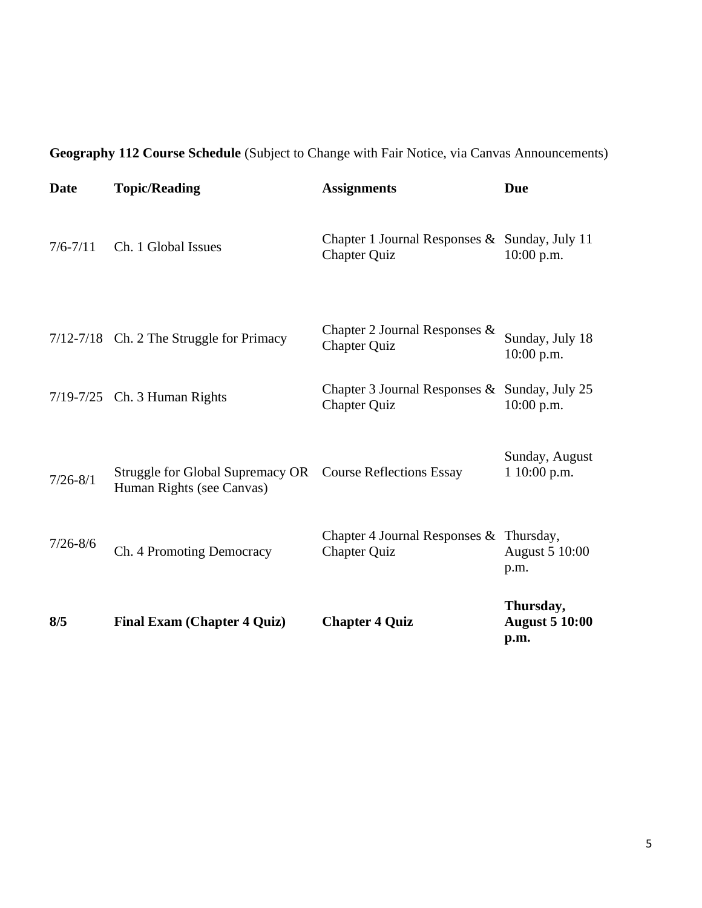**Geography 112 Course Schedule** (Subject to Change with Fair Notice, via Canvas Announcements)

| Date | Topic/Reading | Assignments | Due |
|---|---|---|---|
| 7/6-7/11 | Ch. 1 Global Issues | Chapter 1 Journal Responses & Chapter Quiz | Sunday, July 11 10:00 p.m. |
| 7/12-7/18 | Ch. 2 The Struggle for Primacy | Chapter 2 Journal Responses & Chapter Quiz | Sunday, July 18 10:00 p.m. |
| 7/19-7/25 | Ch. 3 Human Rights | Chapter 3 Journal Responses & Chapter Quiz | Sunday, July 25 10:00 p.m. |
| 7/26-8/1 | Struggle for Global Supremacy OR Human Rights (see Canvas) | Course Reflections Essay | Sunday, August 1 10:00 p.m. |
| 7/26-8/6 | Ch. 4 Promoting Democracy | Chapter 4 Journal Responses & Chapter Quiz | Thursday, August 5 10:00 p.m. |
| **8/5** | **Final Exam (Chapter 4 Quiz)** | **Chapter 4 Quiz** | **Thursday, August 5 10:00 p.m.** |